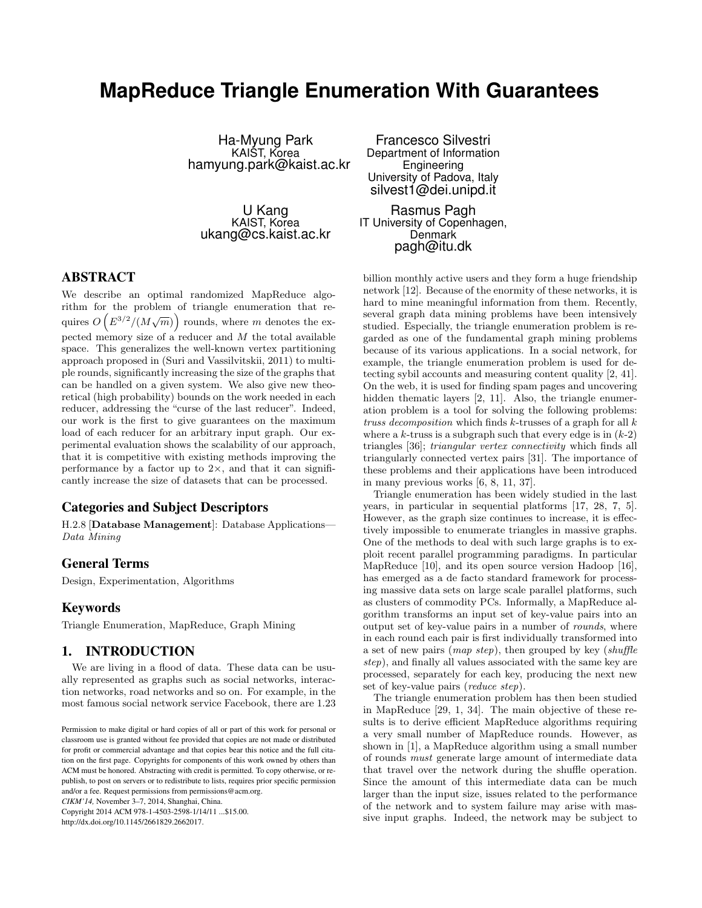# MapReduce Triangle Enumeration With Guarantees

Ha-Myung Park
KAIST, Korea
hamyung.park@kaist.ac.kr

Francesco Silvestri
Department of Information Engineering
University of Padova, Italy
silvest1@dei.unipd.it

U Kang
KAIST, Korea
ukang@cs.kaist.ac.kr

Rasmus Pagh
IT University of Copenhagen, Denmark
pagh@itu.dk

## ABSTRACT

We describe an optimal randomized MapReduce algorithm for the problem of triangle enumeration that requires $O\left(E^{3/2}/(M\sqrt{m})\right)$ rounds, where $m$ denotes the expected memory size of a reducer and $M$ the total available space. This generalizes the well-known vertex partitioning approach proposed in (Suri and Vassilvitskii, 2011) to multiple rounds, significantly increasing the size of the graphs that can be handled on a given system. We also give new theoretical (high probability) bounds on the work needed in each reducer, addressing the "curse of the last reducer". Indeed, our work is the first to give guarantees on the maximum load of each reducer for an arbitrary input graph. Our experimental evaluation shows the scalability of our approach, that it is competitive with existing methods improving the performance by a factor up to 2×, and that it can significantly increase the size of datasets that can be processed.

### Categories and Subject Descriptors

H.2.8 [**Database Management**]: Database Applications—*Data Mining*

### General Terms

Design, Experimentation, Algorithms

### Keywords

Triangle Enumeration, MapReduce, Graph Mining

## 1. INTRODUCTION

We are living in a flood of data. These data can be usually represented as graphs such as social networks, interaction networks, road networks and so on. For example, in the most famous social network service Facebook, there are 1.23 billion monthly active users and they form a huge friendship network [12]. Because of the enormity of these networks, it is hard to mine meaningful information from them. Recently, several graph data mining problems have been intensively studied. Especially, the triangle enumeration problem is regarded as one of the fundamental graph mining problems because of its various applications. In a social network, for example, the triangle enumeration problem is used for detecting sybil accounts and measuring content quality [2, 41]. On the web, it is used for finding spam pages and uncovering hidden thematic layers [2, 11]. Also, the triangle enumeration problem is a tool for solving the following problems: *truss decomposition* which finds $k$-trusses of a graph for all $k$ where a $k$-truss is a subgraph such that every edge is in ($k$-2) triangles [36]; *triangular vertex connectivity* which finds all triangularly connected vertex pairs [31]. The importance of these problems and their applications have been introduced in many previous works [6, 8, 11, 37].

Triangle enumeration has been widely studied in the last years, in particular in sequential platforms [17, 28, 7, 5]. However, as the graph size continues to increase, it is effectively impossible to enumerate triangles in massive graphs. One of the methods to deal with such large graphs is to exploit recent parallel programming paradigms. In particular MapReduce [10], and its open source version Hadoop [16], has emerged as a de facto standard framework for processing massive data sets on large scale parallel platforms, such as clusters of commodity PCs. Informally, a MapReduce algorithm transforms an input set of key-value pairs into an output set of key-value pairs in a number of *rounds*, where in each round each pair is first individually transformed into a set of new pairs (*map step*), then grouped by key (*shuffle step*), and finally all values associated with the same key are processed, separately for each key, producing the next new set of key-value pairs (*reduce step*).

The triangle enumeration problem has then been studied in MapReduce [29, 1, 34]. The main objective of these results is to derive efficient MapReduce algorithms requiring a very small number of MapReduce rounds. However, as shown in [1], a MapReduce algorithm using a small number of rounds *must* generate large amount of intermediate data that travel over the network during the shuffle operation. Since the amount of this intermediate data can be much larger than the input size, issues related to the performance of the network and to system failure may arise with massive input graphs. Indeed, the network may be subject to

Permission to make digital or hard copies of all or part of this work for personal or classroom use is granted without fee provided that copies are not made or distributed for profit or commercial advantage and that copies bear this notice and the full citation on the first page. Copyrights for components of this work owned by others than ACM must be honored. Abstracting with credit is permitted. To copy otherwise, or republish, to post on servers or to redistribute to lists, requires prior specific permission and/or a fee. Request permissions from permissions@acm.org.
*CIKM'14*, November 3–7, 2014, Shanghai, China.
Copyright 2014 ACM 978-1-4503-2598-1/14/11 ...$15.00.
http://dx.doi.org/10.1145/2661829.2662017.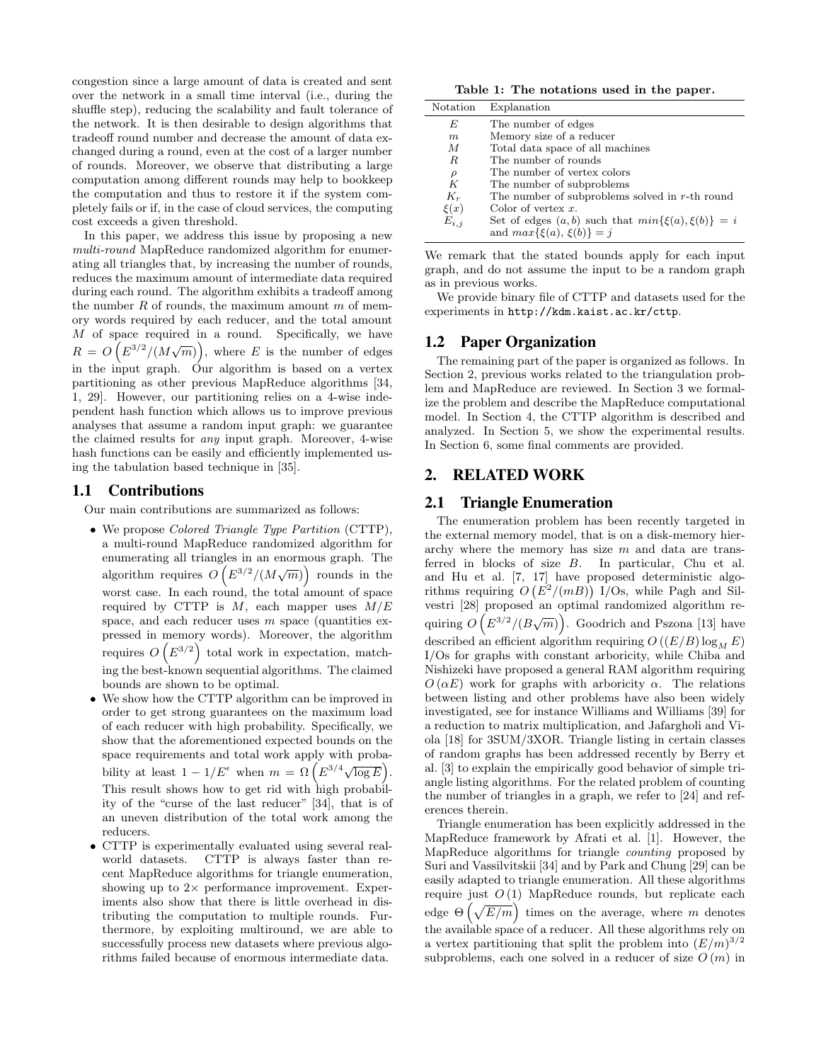congestion since a large amount of data is created and sent over the network in a small time interval (i.e., during the shuffle step), reducing the scalability and fault tolerance of the network. It is then desirable to design algorithms that tradeoff round number and decrease the amount of data exchanged during a round, even at the cost of a larger number of rounds. Moreover, we observe that distributing a large computation among different rounds may help to bookkeep the computation and thus to restore it if the system completely fails or if, in the case of cloud services, the computing cost exceeds a given threshold.

In this paper, we address this issue by proposing a new *multi-round* MapReduce randomized algorithm for enumerating all triangles that, by increasing the number of rounds, reduces the maximum amount of intermediate data required during each round. The algorithm exhibits a tradeoff among the number $R$ of rounds, the maximum amount $m$ of memory words required by each reducer, and the total amount $M$ of space required in a round. Specifically, we have $R = O\left(E^{3/2}/(M\sqrt{m})\right)$, where $E$ is the number of edges in the input graph. Our algorithm is based on a vertex partitioning as other previous MapReduce algorithms [34, 1, 29]. However, our partitioning relies on a 4-wise independent hash function which allows us to improve previous analyses that assume a random input graph: we guarantee the claimed results for *any* input graph. Moreover, 4-wise hash functions can be easily and efficiently implemented using the tabulation based technique in [35].

## 1.1 Contributions

Our main contributions are summarized as follows:

- We propose *Colored Triangle Type Partition* (CTTP), a multi-round MapReduce randomized algorithm for enumerating all triangles in an enormous graph. The algorithm requires $O\left(E^{3/2}/(M\sqrt{m})\right)$ rounds in the worst case. In each round, the total amount of space required by CTTP is $M$, each mapper uses $M/E$ space, and each reducer uses $m$ space (quantities expressed in memory words). Moreover, the algorithm requires $O\left(E^{3/2}\right)$ total work in expectation, matching the best-known sequential algorithms. The claimed bounds are shown to be optimal.
- We show how the CTTP algorithm can be improved in order to get strong guarantees on the maximum load of each reducer with high probability. Specifically, we show that the aforementioned expected bounds on the space requirements and total work apply with probability at least $1 - 1/E^{\epsilon}$ when $m = \Omega\left(E^{3/4}\sqrt{\log E}\right)$. This result shows how to get rid with high probability of the "curse of the last reducer" [34], that is of an uneven distribution of the total work among the reducers.
- CTTP is experimentally evaluated using several real-world datasets. CTTP is always faster than recent MapReduce algorithms for triangle enumeration, showing up to 2× performance improvement. Experiments also show that there is little overhead in distributing the computation to multiple rounds. Furthermore, by exploiting multiround, we are able to successfully process new datasets where previous algorithms failed because of enormous intermediate data.

**Table 1: The notations used in the paper.**

| Notation | Explanation |
|---|---|
| $E$ | The number of edges |
| $m$ | Memory size of a reducer |
| $M$ | Total data space of all machines |
| $R$ | The number of rounds |
| $\rho$ | The number of vertex colors |
| $K$ | The number of subproblems |
| $K_r$ | The number of subproblems solved in $r$-th round |
| $\xi(x)$ | Color of vertex $x$. |
| $E_{i,j}$ | Set of edges $(a, b)$ such that $min\{\xi(a), \xi(b)\} = i$ and $max\{\xi(a), \xi(b)\} = j$ |

We remark that the stated bounds apply for each input graph, and do not assume the input to be a random graph as in previous works.

We provide binary file of CTTP and datasets used for the experiments in `http://kdm.kaist.ac.kr/cttp`.

## 1.2 Paper Organization

The remaining part of the paper is organized as follows. In Section 2, previous works related to the triangulation problem and MapReduce are reviewed. In Section 3 we formalize the problem and describe the MapReduce computational model. In Section 4, the CTTP algorithm is described and analyzed. In Section 5, we show the experimental results. In Section 6, some final comments are provided.

# 2. RELATED WORK

## 2.1 Triangle Enumeration

The enumeration problem has been recently targeted in the external memory model, that is on a disk-memory hierarchy where the memory has size $m$ and data are transferred in blocks of size $B$. In particular, Chu et al. and Hu et al. [7, 17] have proposed deterministic algorithms requiring $O\left(E^2/(mB)\right)$ I/Os, while Pagh and Silvestri [28] proposed an optimal randomized algorithm requiring $O\left(E^{3/2}/(B\sqrt{m})\right)$. Goodrich and Pszona [13] have described an efficient algorithm requiring $O\left((E/B)\log_M E\right)$ I/Os for graphs with constant arboricity, while Chiba and Nishizeki have proposed a general RAM algorithm requiring $O(\alpha E)$ work for graphs with arboricity $\alpha$. The relations between listing and other problems have also been widely investigated, see for instance Williams and Williams [39] for a reduction to matrix multiplication, and Jafargholi and Viola [18] for 3SUM/3XOR. Triangle listing in certain classes of random graphs has been addressed recently by Berry et al. [3] to explain the empirically good behavior of simple triangle listing algorithms. For the related problem of counting the number of triangles in a graph, we refer to [24] and references therein.

Triangle enumeration has been explicitly addressed in the MapReduce framework by Afrati et al. [1]. However, the MapReduce algorithms for triangle *counting* proposed by Suri and Vassilvitskii [34] and by Park and Chung [29] can be easily adapted to triangle enumeration. All these algorithms require just $O(1)$ MapReduce rounds, but replicate each edge $\Theta\left(\sqrt{E/m}\right)$ times on the average, where $m$ denotes the available space of a reducer. All these algorithms rely on a vertex partitioning that split the problem into $(E/m)^{3/2}$ subproblems, each one solved in a reducer of size $O(m)$ in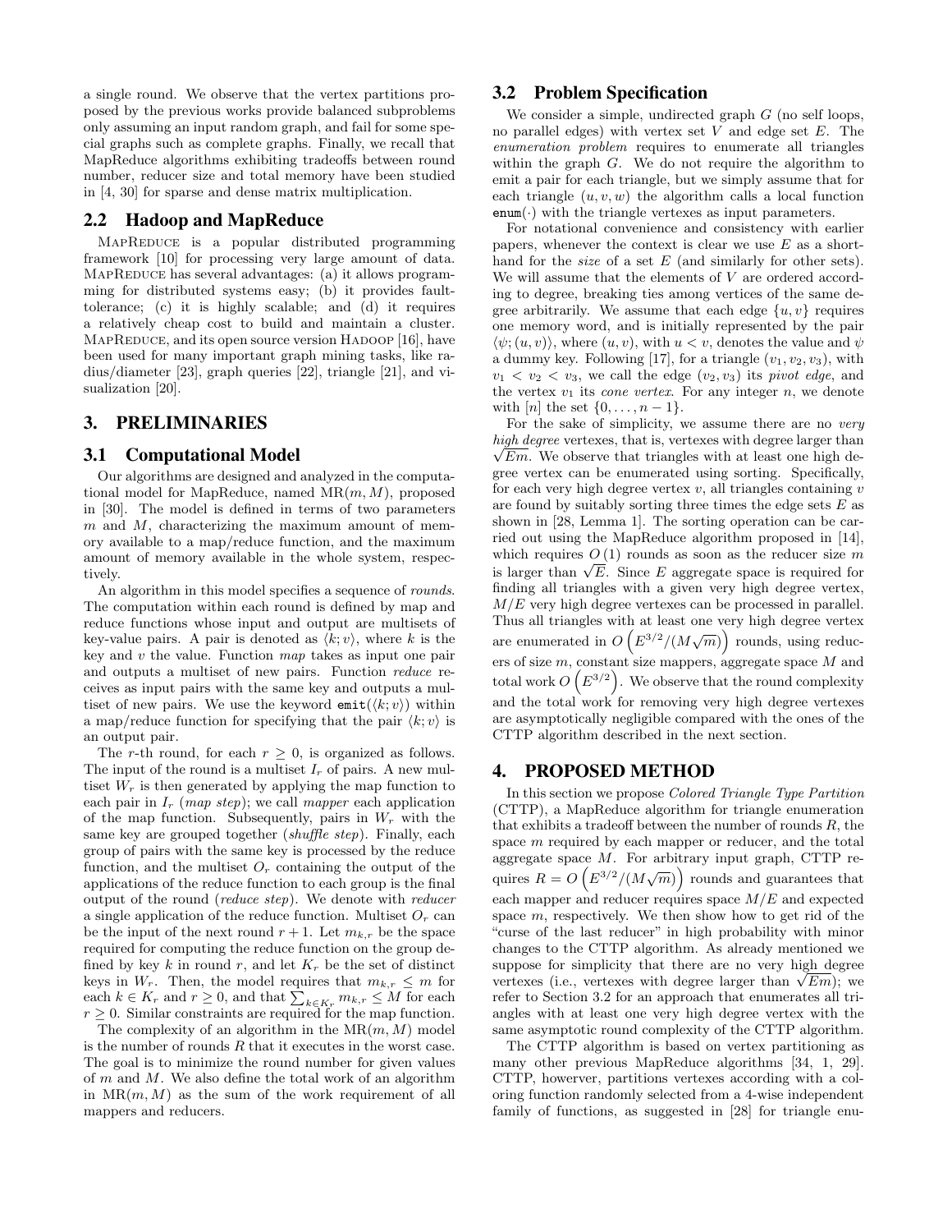a single round. We observe that the vertex partitions proposed by the previous works provide balanced subproblems only assuming an input random graph, and fail for some special graphs such as complete graphs. Finally, we recall that MapReduce algorithms exhibiting tradeoffs between round number, reducer size and total memory have been studied in [4, 30] for sparse and dense matrix multiplication.

## 2.2 Hadoop and MapReduce

MapReduce is a popular distributed programming framework [10] for processing very large amount of data. MapReduce has several advantages: (a) it allows programming for distributed systems easy; (b) it provides fault-tolerance; (c) it is highly scalable; and (d) it requires a relatively cheap cost to build and maintain a cluster. MapReduce, and its open source version Hadoop [16], have been used for many important graph mining tasks, like radius/diameter [23], graph queries [22], triangle [21], and visualization [20].

# 3. PRELIMINARIES

## 3.1 Computational Model

Our algorithms are designed and analyzed in the computational model for MapReduce, named MR$(m, M)$, proposed in [30]. The model is defined in terms of two parameters $m$ and $M$, characterizing the maximum amount of memory available to a map/reduce function, and the maximum amount of memory available in the whole system, respectively.

An algorithm in this model specifies a sequence of *rounds*. The computation within each round is defined by map and reduce functions whose input and output are multisets of key-value pairs. A pair is denoted as $\langle k; v\rangle$, where $k$ is the key and $v$ the value. Function *map* takes as input one pair and outputs a multiset of new pairs. Function *reduce* receives as input pairs with the same key and outputs a multiset of new pairs. We use the keyword `emit`$(\langle k; v\rangle)$ within a map/reduce function for specifying that the pair $\langle k; v\rangle$ is an output pair.

The $r$-th round, for each $r \geq 0$, is organized as follows. The input of the round is a multiset $I_r$ of pairs. A new multiset $W_r$ is then generated by applying the map function to each pair in $I_r$ (*map step*); we call *mapper* each application of the map function. Subsequently, pairs in $W_r$ with the same key are grouped together (*shuffle step*). Finally, each group of pairs with the same key is processed by the reduce function, and the multiset $O_r$ containing the output of the applications of the reduce function to each group is the final output of the round (*reduce step*). We denote with *reducer* a single application of the reduce function. Multiset $O_r$ can be the input of the next round $r+1$. Let $m_{k,r}$ be the space required for computing the reduce function on the group defined by key $k$ in round $r$, and let $K_r$ be the set of distinct keys in $W_r$. Then, the model requires that $m_{k,r} \leq m$ for each $k \in K_r$ and $r \geq 0$, and that $\sum_{k \in K_r} m_{k,r} \leq M$ for each $r \geq 0$. Similar constraints are required for the map function.

The complexity of an algorithm in the MR$(m, M)$ model is the number of rounds $R$ that it executes in the worst case. The goal is to minimize the round number for given values of $m$ and $M$. We also define the total work of an algorithm in MR$(m, M)$ as the sum of the work requirement of all mappers and reducers.

## 3.2 Problem Specification

We consider a simple, undirected graph $G$ (no self loops, no parallel edges) with vertex set $V$ and edge set $E$. The *enumeration problem* requires to enumerate all triangles within the graph $G$. We do not require the algorithm to emit a pair for each triangle, but we simply assume that for each triangle $(u, v, w)$ the algorithm calls a local function `enum`$(\cdot)$ with the triangle vertexes as input parameters.

For notational convenience and consistency with earlier papers, whenever the context is clear we use $E$ as a shorthand for the *size* of a set $E$ (and similarly for other sets). We will assume that the elements of $V$ are ordered according to degree, breaking ties among vertices of the same degree arbitrarily. We assume that each edge $\{u, v\}$ requires one memory word, and is initially represented by the pair $\langle \psi; (u, v)\rangle$, where $(u, v)$, with $u < v$, denotes the value and $\psi$ a dummy key. Following [17], for a triangle $(v_1, v_2, v_3)$, with $v_1 < v_2 < v_3$, we call the edge $(v_2, v_3)$ its *pivot edge*, and the vertex $v_1$ its *cone vertex*. For any integer $n$, we denote with $[n]$ the set $\{0, \ldots, n-1\}$.

For the sake of simplicity, we assume there are no *very high degree* vertexes, that is, vertexes with degree larger than $\sqrt{Em}$. We observe that triangles with at least one high degree vertex can be enumerated using sorting. Specifically, for each very high degree vertex $v$, all triangles containing $v$ are found by suitably sorting three times the edge sets $E$ as shown in [28, Lemma 1]. The sorting operation can be carried out using the MapReduce algorithm proposed in [14], which requires $O(1)$ rounds as soon as the reducer size $m$ is larger than $\sqrt{E}$. Since $E$ aggregate space is required for finding all triangles with a given very high degree vertex, $M/E$ very high degree vertexes can be processed in parallel. Thus all triangles with at least one very high degree vertex are enumerated in $O\left(E^{3/2}/(M\sqrt{m})\right)$ rounds, using reducers of size $m$, constant size mappers, aggregate space $M$ and total work $O\left(E^{3/2}\right)$. We observe that the round complexity and the total work for removing very high degree vertexes are asymptotically negligible compared with the ones of the CTTP algorithm described in the next section.

# 4. PROPOSED METHOD

In this section we propose *Colored Triangle Type Partition* (CTTP), a MapReduce algorithm for triangle enumeration that exhibits a tradeoff between the number of rounds $R$, the space $m$ required by each mapper or reducer, and the total aggregate space $M$. For arbitrary input graph, CTTP requires $R = O\left(E^{3/2}/(M\sqrt{m})\right)$ rounds and guarantees that each mapper and reducer requires space $M/E$ and expected space $m$, respectively. We then show how to get rid of the "curse of the last reducer" in high probability with minor changes to the CTTP algorithm. As already mentioned we suppose for simplicity that there are no very high degree vertexes (i.e., vertexes with degree larger than $\sqrt{Em}$); we refer to Section 3.2 for an approach that enumerates all triangles with at least one very high degree vertex with the same asymptotic round complexity of the CTTP algorithm.

The CTTP algorithm is based on vertex partitioning as many other previous MapReduce algorithms [34, 1, 29]. CTTP, however, partitions vertexes according with a coloring function randomly selected from a 4-wise independent family of functions, as suggested in [28] for triangle enu-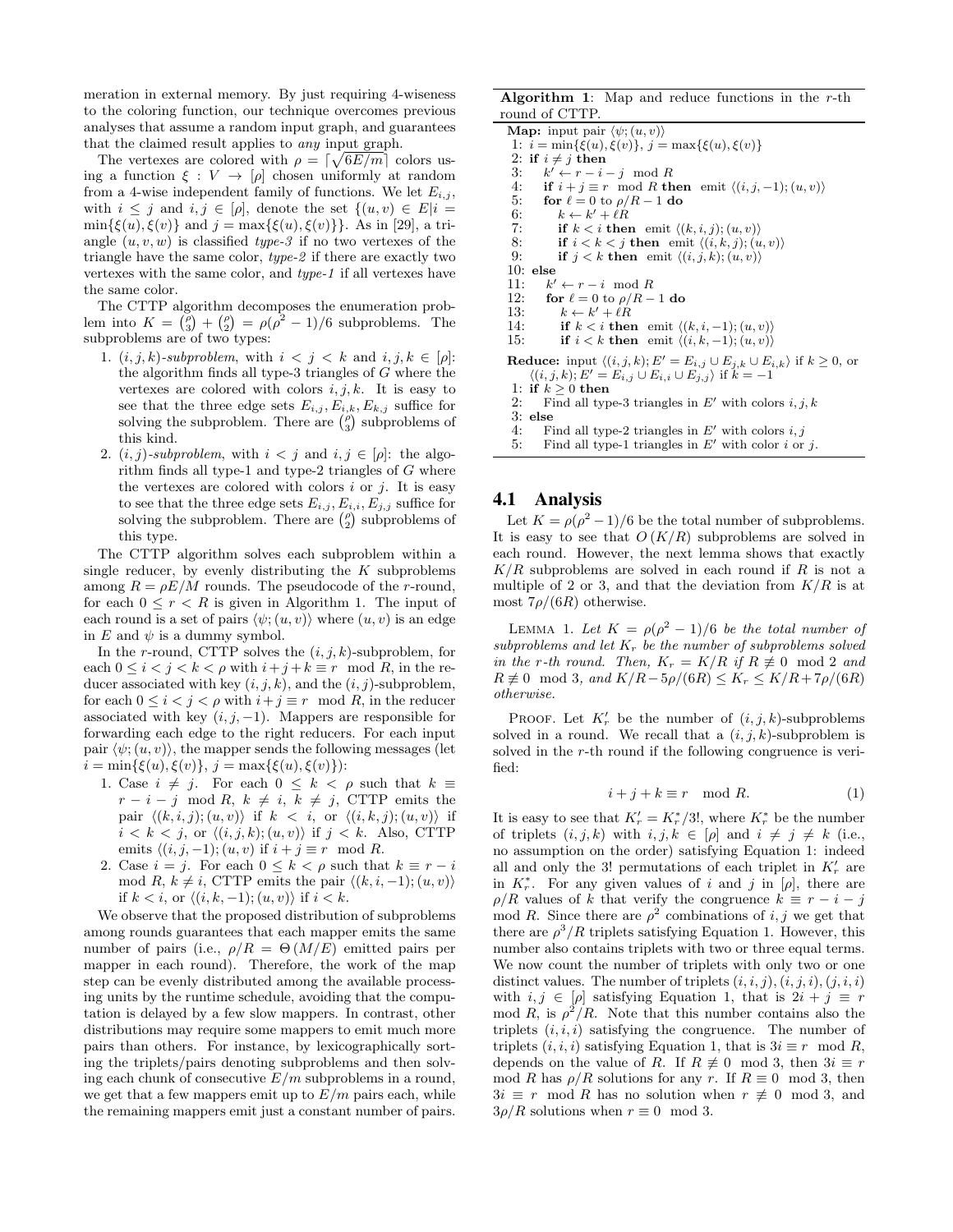meration in external memory. By just requiring 4-wiseness to the coloring function, our technique overcomes previous analyses that assume a random input graph, and guarantees that the claimed result applies to *any* input graph.

The vertexes are colored with $\rho = \lceil \sqrt{6E/m} \rceil$ colors using a function $\xi : V \to [\rho]$ chosen uniformly at random from a 4-wise independent family of functions. We let $E_{i,j}$, with $i \leq j$ and $i, j \in [\rho]$, denote the set $\{(u, v) \in E | i = \min\{\xi(u), \xi(v)\}$ and $j = \max\{\xi(u), \xi(v)\}\}$. As in [29], a triangle $(u, v, w)$ is classified *type-3* if no two vertexes of the triangle have the same color, *type-2* if there are exactly two vertexes with the same color, and *type-1* if all vertexes have the same color.

The CTTP algorithm decomposes the enumeration problem into $K = \binom{\rho}{3} + \binom{\rho}{2} = \rho(\rho^2 - 1)/6$ subproblems. The subproblems are of two types:

1. $(i, j, k)$*-subproblem*, with $i < j < k$ and $i, j, k \in [\rho]$: the algorithm finds all type-3 triangles of $G$ where the vertexes are colored with colors $i, j, k$. It is easy to see that the three edge sets $E_{i,j}, E_{i,k}, E_{k,j}$ suffice for solving the subproblem. There are $\binom{\rho}{3}$ subproblems of this kind.
2. $(i, j)$*-subproblem*, with $i < j$ and $i, j \in [\rho]$: the algorithm finds all type-1 and type-2 triangles of $G$ where the vertexes are colored with colors $i$ or $j$. It is easy to see that the three edge sets $E_{i,j}, E_{i,i}, E_{j,j}$ suffice for solving the subproblem. There are $\binom{\rho}{2}$ subproblems of this type.

The CTTP algorithm solves each subproblem within a single reducer, by evenly distributing the $K$ subproblems among $R = \rho E/M$ rounds. The pseudocode of the $r$-round, for each $0 \leq r < R$ is given in Algorithm 1. The input of each round is a set of pairs $\langle \psi; (u, v) \rangle$ where $(u, v)$ is an edge in $E$ and $\psi$ is a dummy symbol.

In the $r$-round, CTTP solves the $(i, j, k)$-subproblem, for each $0 \leq i < j < k < \rho$ with $i + j + k \equiv r \mod R$, in the reducer associated with key $(i, j, k)$, and the $(i, j)$-subproblem, for each $0 \leq i < j < \rho$ with $i + j \equiv r \mod R$, in the reducer associated with key $(i, j, -1)$. Mappers are responsible for forwarding each edge to the right reducers. For each input pair $\langle \psi; (u, v) \rangle$, the mapper sends the following messages (let $i = \min\{\xi(u), \xi(v)\}$, $j = \max\{\xi(u), \xi(v)\}$):

1. Case $i \neq j$. For each $0 \leq k < \rho$ such that $k \equiv r - i - j \mod R$, $k \neq i$, $k \neq j$, CTTP emits the pair $\langle (k, i, j); (u, v) \rangle$ if $k < i$, or $\langle (i, k, j); (u, v) \rangle$ if $i < k < j$, or $\langle (i, j, k); (u, v) \rangle$ if $j < k$. Also, CTTP emits $\langle (i, j, -1); (u, v)$ if $i + j \equiv r \mod R$.
2. Case $i = j$. For each $0 \leq k < \rho$ such that $k \equiv r - i \mod R$, $k \neq i$, CTTP emits the pair $\langle (k, i, -1); (u, v) \rangle$ if $k < i$, or $\langle (i, k, -1); (u, v) \rangle$ if $i < k$.

We observe that the proposed distribution of subproblems among rounds guarantees that each mapper emits the same number of pairs (i.e., $\rho/R = \Theta(M/E)$ emitted pairs per mapper in each round). Therefore, the work of the map step can be evenly distributed among the available processing units by the runtime schedule, avoiding that the computation is delayed by a few slow mappers. In contrast, other distributions may require some mappers to emit much more pairs than others. For instance, by lexicographically sorting the triplets/pairs denoting subproblems and then solving each chunk of consecutive $E/m$ subproblems in a round, we get that a few mappers emit up to $E/m$ pairs each, while the remaining mappers emit just a constant number of pairs.

**Algorithm 1**: Map and reduce functions in the $r$-th round of CTTP.

```
Map: input pair ⟨ψ; (u, v)⟩
 1: i = min{ξ(u), ξ(v)}, j = max{ξ(u), ξ(v)}
 2: if i ≠ j then
 3:    k' ← r − i − j  mod R
 4:    if i + j ≡ r  mod R then  emit ⟨(i, j, −1); (u, v)⟩
 5:    for ℓ = 0 to ρ/R − 1 do
 6:       k ← k' + ℓR
 7:       if k < i then  emit ⟨(k, i, j); (u, v)⟩
 8:       if i < k < j then  emit ⟨(i, k, j); (u, v)⟩
 9:       if j < k then  emit ⟨(i, j, k); (u, v)⟩
10: else
11:    k' ← r − i  mod R
12:    for ℓ = 0 to ρ/R − 1 do
13:       k ← k' + ℓR
14:       if k < i then  emit ⟨(k, i, −1); (u, v)⟩
15:       if i < k then  emit ⟨(i, k, −1); (u, v)⟩

Reduce: input ⟨(i, j, k); E' = E_{i,j} ∪ E_{j,k} ∪ E_{i,k}⟩ if k ≥ 0, or
        ⟨(i, j, k); E' = E_{i,j} ∪ E_{i,i} ∪ E_{j,j}⟩ if k = −1
 1: if k ≥ 0 then
 2:    Find all type-3 triangles in E' with colors i, j, k
 3: else
 4:    Find all type-2 triangles in E' with colors i, j
 5:    Find all type-1 triangles in E' with color i or j.
```

## 4.1 Analysis

Let $K = \rho(\rho^2 - 1)/6$ be the total number of subproblems. It is easy to see that $O(K/R)$ subproblems are solved in each round. However, the next lemma shows that exactly $K/R$ subproblems are solved in each round if $R$ is not a multiple of 2 or 3, and that the deviation from $K/R$ is at most $7\rho/(6R)$ otherwise.

Lemma 1. *Let $K = \rho(\rho^2 - 1)/6$ be the total number of subproblems and let $K_r$ be the number of subproblems solved in the $r$-th round. Then, $K_r = K/R$ if $R \not\equiv 0 \mod 2$ and $R \not\equiv 0 \mod 3$, and $K/R - 5\rho/(6R) \leq K_r \leq K/R + 7\rho/(6R)$ otherwise.*

Proof. Let $K'_r$ be the number of $(i, j, k)$-subproblems solved in a round. We recall that a $(i, j, k)$-subproblem is solved in the $r$-th round if the following congruence is verified:

$$i + j + k \equiv r \mod R. \tag{1}$$

It is easy to see that $K'_r = K^*_r/3!$, where $K^*_r$ be the number of triplets $(i, j, k)$ with $i, j, k \in [\rho]$ and $i \neq j \neq k$ (i.e., no assumption on the order) satisfying Equation 1: indeed all and only the 3! permutations of each triplet in $K'_r$ are in $K^*_r$. For any given values of $i$ and $j$ in $[\rho]$, there are $\rho/R$ values of $k$ that verify the congruence $k \equiv r - i - j \mod R$. Since there are $\rho^2$ combinations of $i, j$ we get that there are $\rho^3/R$ triplets satisfying Equation 1. However, this number also contains triplets with two or three equal terms. We now count the number of triplets with only two or one distinct values. The number of triplets $(i, i, j), (i, j, i), (j, i, i)$ with $i, j \in [\rho]$ satisfying Equation 1, that is $2i + j \equiv r \mod R$, is $\rho^2/R$. Note that this number contains also the triplets $(i, i, i)$ satisfying the congruence. The number of triplets $(i, i, i)$ satisfying Equation 1, that is $3i \equiv r \mod R$, depends on the value of $R$. If $R \not\equiv 0 \mod 3$, then $3i \equiv r \mod R$ has $\rho/R$ solutions for any $r$. If $R \equiv 0 \mod 3$, then $3i \equiv r \mod R$ has no solution when $r \not\equiv 0 \mod 3$, and $3\rho/R$ solutions when $r \equiv 0 \mod 3$.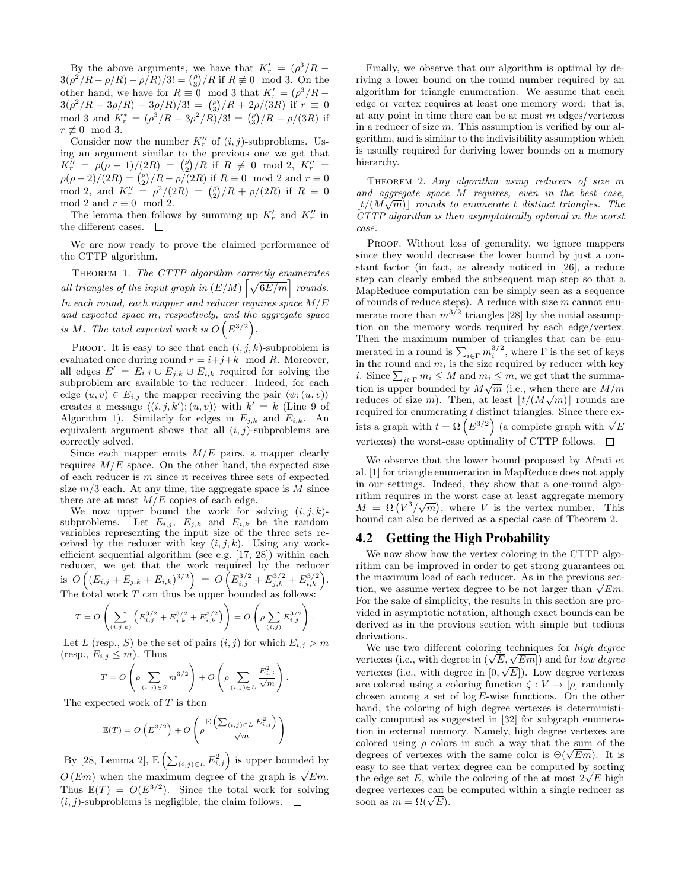By the above arguments, we have that $K'_r = (\rho^3/R - 3(\rho^2/R - \rho/R) - \rho/R)/3! = \binom{\rho}{3}/R$ if $R \not\equiv 0 \mod 3$. On the other hand, we have for $R \equiv 0 \mod 3$ that $K'_r = (\rho^3/R - 3(\rho^2/R - 3\rho/R) - 3\rho/R)/3! = \binom{\rho}{3}/R + 2\rho/(3R)$ if $r \equiv 0 \mod 3$ and $K^*_r = (\rho^3/R - 3\rho^2/R)/3! = \binom{\rho}{3}/R - \rho/(3R)$ if $r \not\equiv 0 \mod 3$.

Consider now the number $K''_r$ of $(i,j)$-subproblems. Using an argument similar to the previous one we get that $K''_r = \rho(\rho-1)/(2R) = \binom{\rho}{2}/R$ if $R \not\equiv 0 \mod 2$, $K''_r = \rho(\rho-2)/(2R) = \binom{\rho}{2}/R - \rho/(2R)$ if $R \equiv 0 \mod 2$ and $r \equiv 0 \mod 2$, and $K''_r = \rho^2/(2R) = \binom{\rho}{2}/R + \rho/(2R)$ if $R \equiv 0 \mod 2$ and $r \equiv 0 \mod 2$.

The lemma then follows by summing up $K'_r$ and $K''_r$ in the different cases. □

We are now ready to prove the claimed performance of the CTTP algorithm.

Theorem 1. *The CTTP algorithm correctly enumerates all triangles of the input graph in $(E/M)\left\lceil\sqrt{6E/m}\right\rceil$ rounds. In each round, each mapper and reducer requires space $M/E$ and expected space $m$, respectively, and the aggregate space is $M$. The total expected work is $O\left(E^{3/2}\right)$.*

Proof. It is easy to see that each $(i,j,k)$-subproblem is evaluated once during round $r = i+j+k \mod R$. Moreover, all edges $E' = E_{i,j} \cup E_{j,k} \cup E_{i,k}$ required for solving the subproblem are available to the reducer. Indeed, for each edge $(u,v) \in E_{i,j}$ the mapper receiving the pair $\langle\psi;(u,v)\rangle$ creates a message $\langle(i,j,k');(u,v)\rangle$ with $k' = k$ (Line 9 of Algorithm 1). Similarly for edges in $E_{j,k}$ and $E_{i,k}$. An equivalent argument shows that all $(i,j)$-subproblems are correctly solved.

Since each mapper emits $M/E$ pairs, a mapper clearly requires $M/E$ space. On the other hand, the expected size of each reducer is $m$ since it receives three sets of expected size $m/3$ each. At any time, the aggregate space is $M$ since there are at most $M/E$ copies of each edge.

We now upper bound the work for solving $(i,j,k)$-subproblems. Let $E_{i,j}$, $E_{j,k}$ and $E_{i,k}$ be the random variables representing the input size of the three sets received by the reducer with key $(i,j,k)$. Using any work-efficient sequential algorithm (see e.g. [17, 28]) within each reducer, we get that the work required by the reducer is $O\left((E_{i,j}+E_{j,k}+E_{i,k})^{3/2}\right) = O\left(E_{i,j}^{3/2}+E_{j,k}^{3/2}+E_{i,k}^{3/2}\right)$. The total work $T$ can thus be upper bounded as follows:

$$T = O\left(\sum_{(i,j,k)}\left(E_{i,j}^{3/2}+E_{j,k}^{3/2}+E_{i,k}^{3/2}\right)\right) = O\left(\rho\sum_{(i,j)}E_{i,j}^{3/2}\right).$$

Let $L$ (resp., $S$) be the set of pairs $(i,j)$ for which $E_{i,j} > m$ (resp., $E_{i,j} \le m$). Thus

$$T = O\left(\rho\sum_{(i,j)\in S}m^{3/2}\right) + O\left(\rho\sum_{(i,j)\in L}\frac{E_{i,j}^2}{\sqrt{m}}\right).$$

The expected work of $T$ is then

$$\mathbb{E}(T) = O\left(E^{3/2}\right) + O\left(\rho\frac{\mathbb{E}\left(\sum_{(i,j)\in L}E_{i,j}^2\right)}{\sqrt{m}}\right)$$

By [28, Lemma 2], $\mathbb{E}\left(\sum_{(i,j)\in L}E_{i,j}^2\right)$ is upper bounded by $O(Em)$ when the maximum degree of the graph is $\sqrt{Em}$. Thus $\mathbb{E}(T) = O(E^{3/2})$. Since the total work for solving $(i,j)$-subproblems is negligible, the claim follows. □

Finally, we observe that our algorithm is optimal by deriving a lower bound on the round number required by an algorithm for triangle enumeration. We assume that each edge or vertex requires at least one memory word: that is, at any point in time there can be at most $m$ edges/vertexes in a reducer of size $m$. This assumption is verified by our algorithm, and is similar to the indivisibility assumption which is usually required for deriving lower bounds on a memory hierarchy.

Theorem 2. *Any algorithm using reducers of size $m$ and aggregate space $M$ requires, even in the best case, $\lfloor t/(M\sqrt{m})\rfloor$ rounds to enumerate $t$ distinct triangles. The CTTP algorithm is then asymptotically optimal in the worst case.*

Proof. Without loss of generality, we ignore mappers since they would decrease the lower bound by just a constant factor (in fact, as already noticed in [26], a reduce step can clearly embed the subsequent map step so that a MapReduce computation can be simply seen as a sequence of rounds of reduce steps). A reduce with size $m$ cannot enumerate more than $m^{3/2}$ triangles [28] by the initial assumption on the memory words required by each edge/vertex. Then the maximum number of triangles that can be enumerated in a round is $\sum_{i\in\Gamma}m_i^{3/2}$, where $\Gamma$ is the set of keys in the round and $m_i$ is the size required by reducer with key $i$. Since $\sum_{i\in\Gamma}m_i \le M$ and $m_i \le m$, we get that the summation is upper bounded by $M\sqrt{m}$ (i.e., when there are $M/m$ reduces of size $m$). Then, at least $\lfloor t/(M\sqrt{m})\rfloor$ rounds are required for enumerating $t$ distinct triangles. Since there exists a graph with $t = \Omega\left(E^{3/2}\right)$ (a complete graph with $\sqrt{E}$ vertexes) the worst-case optimality of CTTP follows. □

We observe that the lower bound proposed by Afrati et al. [1] for triangle enumeration in MapReduce does not apply in our settings. Indeed, they show that a one-round algorithm requires in the worst case at least aggregate memory $M = \Omega\left(V^3/\sqrt{m}\right)$, where $V$ is the vertex number. This bound can also be derived as a special case of Theorem 2.

## 4.2 Getting the High Probability

We now show how the vertex coloring in the CTTP algorithm can be improved in order to get strong guarantees on the maximum load of each reducer. As in the previous section, we assume vertex degree to be not larger than $\sqrt{Em}$. For the sake of simplicity, the results in this section are provided in asymptotic notation, although exact bounds can be derived as in the previous section with simple but tedious derivations.

We use two different coloring techniques for *high degree* vertexes (i.e., with degree in $(\sqrt{E},\sqrt{Em}]$) and for *low degree* vertexes (i.e., with degree in $[0,\sqrt{E}]$). Low degree vertexes are colored using a coloring function $\zeta : V \to [\rho]$ randomly chosen among a set of $\log E$-wise functions. On the other hand, the coloring of high degree vertexes is deterministically computed as suggested in [32] for subgraph enumeration in external memory. Namely, high degree vertexes are colored using $\rho$ colors in such a way that the sum of the degrees of vertexes with the same color is $\Theta(\sqrt{Em})$. It is easy to see that vertex degree can be computed by sorting the edge set $E$, while the coloring of the at most $2\sqrt{E}$ high degree vertexes can be computed within a single reducer as soon as $m = \Omega(\sqrt{E})$.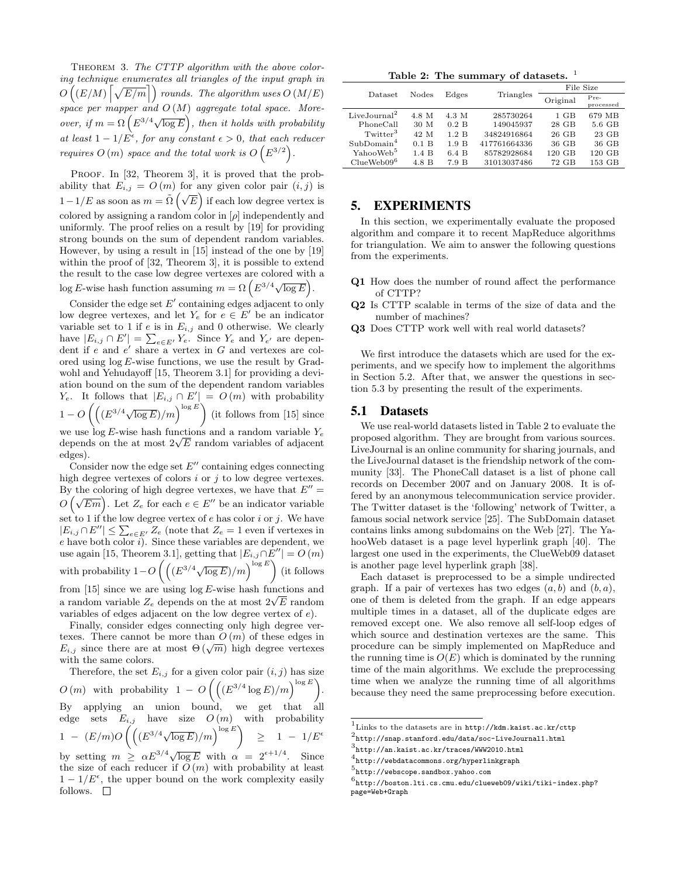THEOREM 3. *The CTTP algorithm with the above coloring technique enumerates all triangles of the input graph in $O\left((E/M)\left\lceil\sqrt{E/m}\right\rceil\right)$ rounds. The algorithm uses $O\left(M/E\right)$ space per mapper and $O\left(M\right)$ aggregate total space. Moreover, if $m = \Omega\left(E^{3/4}\sqrt{\log E}\right)$, then it holds with probability at least $1 - 1/E^{\epsilon}$, for any constant $\epsilon > 0$, that each reducer requires $O\left(m\right)$ space and the total work is $O\left(E^{3/2}\right)$.*

PROOF. In [32, Theorem 3], it is proved that the probability that $E_{i,j} = O\left(m\right)$ for any given color pair $(i, j)$ is $1 - 1/E$ as soon as $m = \tilde{\Omega}\left(\sqrt{E}\right)$ if each low degree vertex is colored by assigning a random color in $[\rho]$ independently and uniformly. The proof relies on a result by [19] for providing strong bounds on the sum of dependent random variables. However, by using a result in [15] instead of the one by [19] within the proof of [32, Theorem 3], it is possible to extend the result to the case low degree vertexes are colored with a $\log E$-wise hash function assuming $m = \Omega\left(E^{3/4}\sqrt{\log E}\right)$.

Consider the edge set $E'$ containing edges adjacent to only low degree vertexes, and let $Y_e$ for $e \in E'$ be an indicator variable set to 1 if $e$ is in $E_{i,j}$ and 0 otherwise. We clearly have $|E_{i,j} \cap E'| = \sum_{e \in E'} Y_e$. Since $Y_e$ and $Y_{e'}$ are dependent if $e$ and $e'$ share a vertex in $G$ and vertexes are colored using $\log E$-wise functions, we use the result by Gradwohl and Yehudayoff [15, Theorem 3.1] for providing a deviation bound on the sum of the dependent random variables $Y_e$. It follows that $|E_{i,j} \cap E'| = O\left(m\right)$ with probability $1 - O\left(\left((E^{3/4}\sqrt{\log E})/m\right)^{\log E}\right)$ (it follows from [15] since we use $\log E$-wise hash functions and a random variable $Y_e$ depends on the at most $2\sqrt{E}$ random variables of adjacent edges).

Consider now the edge set $E''$ containing edges connecting high degree vertexes of colors $i$ or $j$ to low degree vertexes. By the coloring of high degree vertexes, we have that $E'' = O\left(\sqrt{E}m\right)$. Let $Z_e$ for each $e \in E''$ be an indicator variable set to 1 if the low degree vertex of $e$ has color $i$ or $j$. We have $|E_{i,j} \cap E''| \leq \sum_{e \in E'} Z_e$ (note that $Z_e = 1$ even if vertexes in $e$ have both color $i$). Since these variables are dependent, we use again [15, Theorem 3.1], getting that $|E_{i,j} \cap E''| = O\left(m\right)$ with probability $1 - O\left(\left((E^{3/4}\sqrt{\log E})/m\right)^{\log E}\right)$ (it follows from [15] since we are using $\log E$-wise hash functions and a random variable $Z_e$ depends on the at most $2\sqrt{E}$ random variables of edges adjacent on the low degree vertex of $e$).

Finally, consider edges connecting only high degree vertexes. There cannot be more than $O\left(m\right)$ of these edges in $E_{i,j}$ since there are at most $\Theta\left(\sqrt{m}\right)$ high degree vertexes with the same colors.

Therefore, the set $E_{i,j}$ for a given color pair $(i, j)$ has size $O\left(m\right)$ with probability $1 - O\left(\left((E^{3/4}\log E)/m\right)^{\log E}\right)$. By applying an union bound, we get that all edge sets $E_{i,j}$ have size $O\left(m\right)$ with probability $1 - (E/m)O\left(\left((E^{3/4}\sqrt{\log E})/m\right)^{\log E}\right) \geq 1 - 1/E^{\epsilon}$ by setting $m \geq \alpha E^{3/4}\sqrt{\log E}$ with $\alpha = 2^{\epsilon+1/4}$. Since the size of each reducer if $O\left(m\right)$ with probability at least $1 - 1/E^{\epsilon}$, the upper bound on the work complexity easily follows. □

**Table 2: The summary of datasets.** [1]

| Dataset | Nodes | Edges | Triangles | File Size | |
|---|---|---|---|---|---|
| | | | | Original | Pre-processed |
| LiveJournal[2] | 4.8 M | 4.3 M | 285730264 | 1 GB | 679 MB |
| PhoneCall | 30 M | 0.2 B | 149045937 | 28 GB | 5.6 GB |
| Twitter[3] | 42 M | 1.2 B | 34824916864 | 26 GB | 23 GB |
| SubDomain[4] | 0.1 B | 1.9 B | 417761664336 | 36 GB | 36 GB |
| YahooWeb[5] | 1.4 B | 6.4 B | 85782928684 | 120 GB | 120 GB |
| ClueWeb09[6] | 4.8 B | 7.9 B | 31013037486 | 72 GB | 153 GB |

## 5. EXPERIMENTS

In this section, we experimentally evaluate the proposed algorithm and compare it to recent MapReduce algorithms for triangulation. We aim to answer the following questions from the experiments.

- **Q1** How does the number of round affect the performance of CTTP?
- **Q2** Is CTTP scalable in terms of the size of data and the number of machines?
- **Q3** Does CTTP work well with real world datasets?

We first introduce the datasets which are used for the experiments, and we specify how to implement the algorithms in Section 5.2. After that, we answer the questions in section 5.3 by presenting the result of the experiments.

### 5.1 Datasets

We use real-world datasets listed in Table 2 to evaluate the proposed algorithm. They are brought from various sources. LiveJournal is an online community for sharing journals, and the LiveJournal dataset is the friendship network of the community [33]. The PhoneCall dataset is a list of phone call records on December 2007 and on January 2008. It is offered by an anonymous telecommunication service provider. The Twitter dataset is the 'following' network of Twitter, a famous social network service [25]. The SubDomain dataset contains links among subdomains on the Web [27]. The YahooWeb dataset is a page level hyperlink graph [40]. The largest one used in the experiments, the ClueWeb09 dataset is another page level hyperlink graph [38].

Each dataset is preprocessed to be a simple undirected graph. If a pair of vertexes has two edges $(a, b)$ and $(b, a)$, one of them is deleted from the graph. If an edge appears multiple times in a dataset, all of the duplicate edges are removed except one. We also remove all self-loop edges of which source and destination vertexes are the same. This procedure can be simply implemented on MapReduce and the running time is $O(E)$ which is dominated by the running time of the main algorithms. We exclude the preprocessing time when we analyze the running time of all algorithms because they need the same preprocessing before execution.

---

[1] Links to the datasets are in http://kdm.kaist.ac.kr/cttp

[2] http://snap.stanford.edu/data/soc-LiveJournal1.html

[3] http://an.kaist.ac.kr/traces/WWW2010.html

[4] http://webdatacommons.org/hyperlinkgraph

[5] http://webscope.sandbox.yahoo.com

[6] http://boston.lti.cs.cmu.edu/clueweb09/wiki/tiki-index.php?page=Web+Graph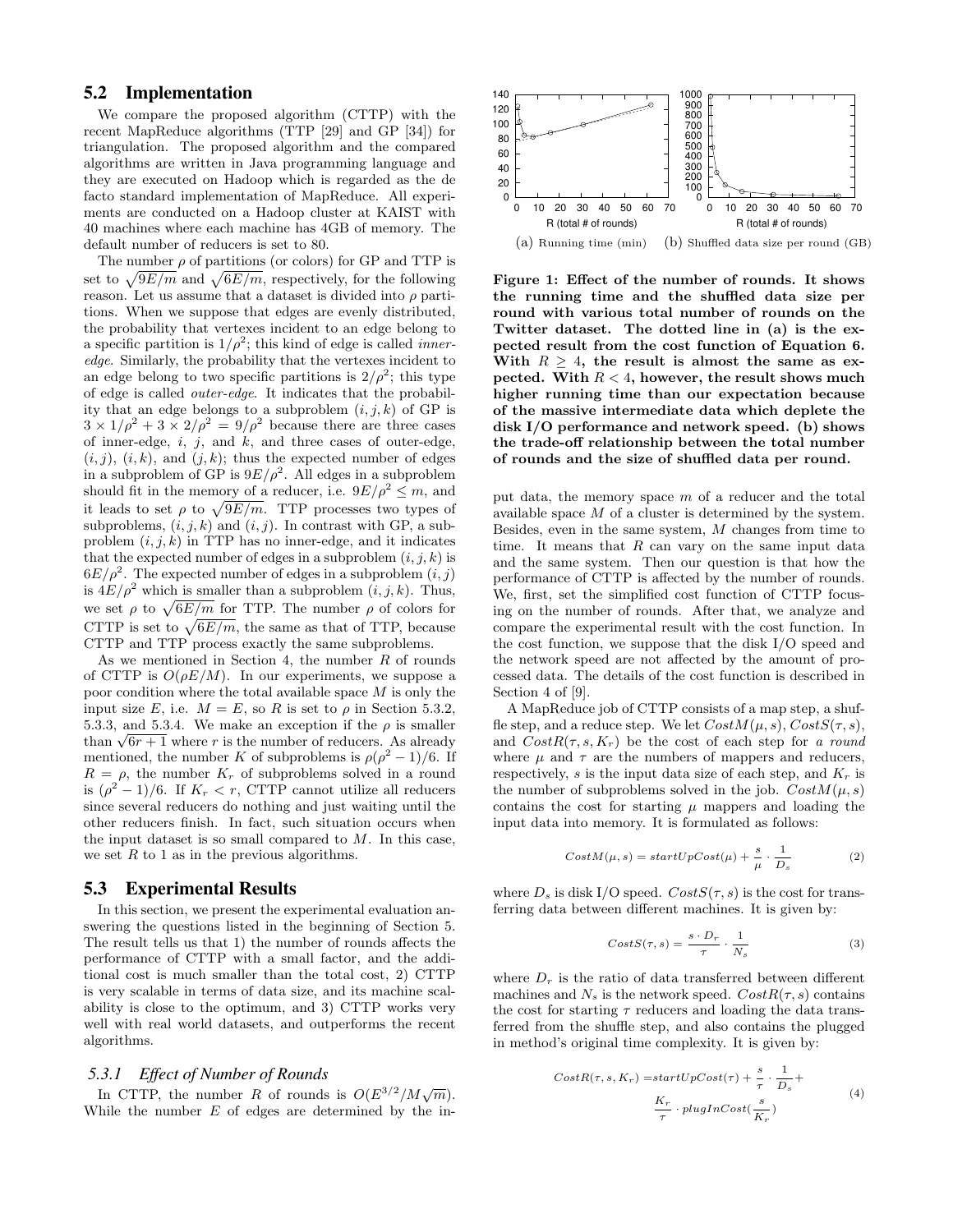## 5.2 Implementation

We compare the proposed algorithm (CTTP) with the recent MapReduce algorithms (TTP [29] and GP [34]) for triangulation. The proposed algorithm and the compared algorithms are written in Java programming language and they are executed on Hadoop which is regarded as the de facto standard implementation of MapReduce. All experiments are conducted on a Hadoop cluster at KAIST with 40 machines where each machine has 4GB of memory. The default number of reducers is set to 80.

The number $\rho$ of partitions (or colors) for GP and TTP is set to $\sqrt{9E/m}$ and $\sqrt{6E/m}$, respectively, for the following reason. Let us assume that a dataset is divided into $\rho$ partitions. When we suppose that edges are evenly distributed, the probability that vertexes incident to an edge belong to a specific partition is $1/\rho^2$; this kind of edge is called *inner-edge*. Similarly, the probability that the vertexes incident to an edge belong to two specific partitions is $2/\rho^2$; this type of edge is called *outer-edge*. It indicates that the probability that an edge belongs to a subproblem $(i, j, k)$ of GP is $3 \times 1/\rho^2 + 3 \times 2/\rho^2 = 9/\rho^2$ because there are three cases of inner-edge, $i$, $j$, and $k$, and three cases of outer-edge, $(i, j)$, $(i, k)$, and $(j, k)$; thus the expected number of edges in a subproblem of GP is $9E/\rho^2$. All edges in a subproblem should fit in the memory of a reducer, i.e. $9E/\rho^2 \leq m$, and it leads to set $\rho$ to $\sqrt{9E/m}$. TTP processes two types of subproblems, $(i, j, k)$ and $(i, j)$. In contrast with GP, a subproblem $(i, j, k)$ in TTP has no inner-edge, and it indicates that the expected number of edges in a subproblem $(i, j, k)$ is $6E/\rho^2$. The expected number of edges in a subproblem $(i, j)$ is $4E/\rho^2$ which is smaller than a subproblem $(i, j, k)$. Thus, we set $\rho$ to $\sqrt{6E/m}$ for TTP. The number $\rho$ of colors for CTTP is set to $\sqrt{6E/m}$, the same as that of TTP, because CTTP and TTP process exactly the same subproblems.

As we mentioned in Section 4, the number $R$ of rounds of CTTP is $O(\rho E/M)$. In our experiments, we suppose a poor condition where the total available space $M$ is only the input size $E$, i.e. $M = E$, so $R$ is set to $\rho$ in Section 5.3.2, 5.3.3, and 5.3.4. We make an exception if the $\rho$ is smaller than $\sqrt{6r + 1}$ where $r$ is the number of reducers. As already mentioned, the number $K$ of subproblems is $\rho(\rho^2 - 1)/6$. If $R = \rho$, the number $K_r$ of subproblems solved in a round is $(\rho^2 - 1)/6$. If $K_r < r$, CTTP cannot utilize all reducers since several reducers do nothing and just waiting until the other reducers finish. In fact, such situation occurs when the input dataset is so small compared to $M$. In this case, we set $R$ to 1 as in the previous algorithms.

## 5.3 Experimental Results

In this section, we present the experimental evaluation answering the questions listed in the beginning of Section 5. The result tells us that 1) the number of rounds affects the performance of CTTP with a small factor, and the additional cost is much smaller than the total cost, 2) CTTP is very scalable in terms of data size, and its machine scalability is close to the optimum, and 3) CTTP works very well with real world datasets, and outperforms the recent algorithms.

### 5.3.1 Effect of Number of Rounds

In CTTP, the number $R$ of rounds is $O(E^{3/2}/M\sqrt{m})$. While the number $E$ of edges are determined by the input data, the memory space $m$ of a reducer and the total available space $M$ of a cluster is determined by the system. Besides, even in the same system, $M$ changes from time to time. It means that $R$ can vary on the same input data and the same system. Then our question is that how the performance of CTTP is affected by the number of rounds. We, first, set the simplified cost function of CTTP focusing on the number of rounds. After that, we analyze and compare the experimental result with the cost function. In the cost function, we suppose that the disk I/O speed and the network speed are not affected by the amount of processed data. The details of the cost function is described in Section 4 of [9].

(a) Running time (min) (b) Shuffled data size per round (GB)

**Figure 1: Effect of the number of rounds. It shows the running time and the shuffled data size per round with various total number of rounds on the Twitter dataset. The dotted line in (a) is the expected result from the cost function of Equation 6. With $R \geq 4$, the result is almost the same as expected. With $R < 4$, however, the result shows much higher running time than our expectation because of the massive intermediate data which deplete the disk I/O performance and network speed. (b) shows the trade-off relationship between the total number of rounds and the size of shuffled data per round.**

A MapReduce job of CTTP consists of a map step, a shuffle step, and a reduce step. We let $CostM(\mu, s)$, $CostS(\tau, s)$, and $CostR(\tau, s, K_r)$ be the cost of each step for *a round* where $\mu$ and $\tau$ are the numbers of mappers and reducers, respectively, $s$ is the input data size of each step, and $K_r$ is the number of subproblems solved in the job. $CostM(\mu, s)$ contains the cost for starting $\mu$ mappers and loading the input data into memory. It is formulated as follows:

$$CostM(\mu, s) = startUpCost(\mu) + \frac{s}{\mu} \cdot \frac{1}{D_s} \tag{2}$$

where $D_s$ is disk I/O speed. $CostS(\tau, s)$ is the cost for transferring data between different machines. It is given by:

$$CostS(\tau, s) = \frac{s \cdot D_r}{\tau} \cdot \frac{1}{N_s} \tag{3}$$

where $D_r$ is the ratio of data transferred between different machines and $N_s$ is the network speed. $CostR(\tau, s)$ contains the cost for starting $\tau$ reducers and loading the data transferred from the shuffle step, and also contains the plugged in method's original time complexity. It is given by:

$$\begin{aligned} CostR(\tau, s, K_r) =& startUpCost(\tau) + \frac{s}{\tau} \cdot \frac{1}{D_s} + \\ & \frac{K_r}{\tau} \cdot plugInCost(\frac{s}{K_r}) \end{aligned} \tag{4}$$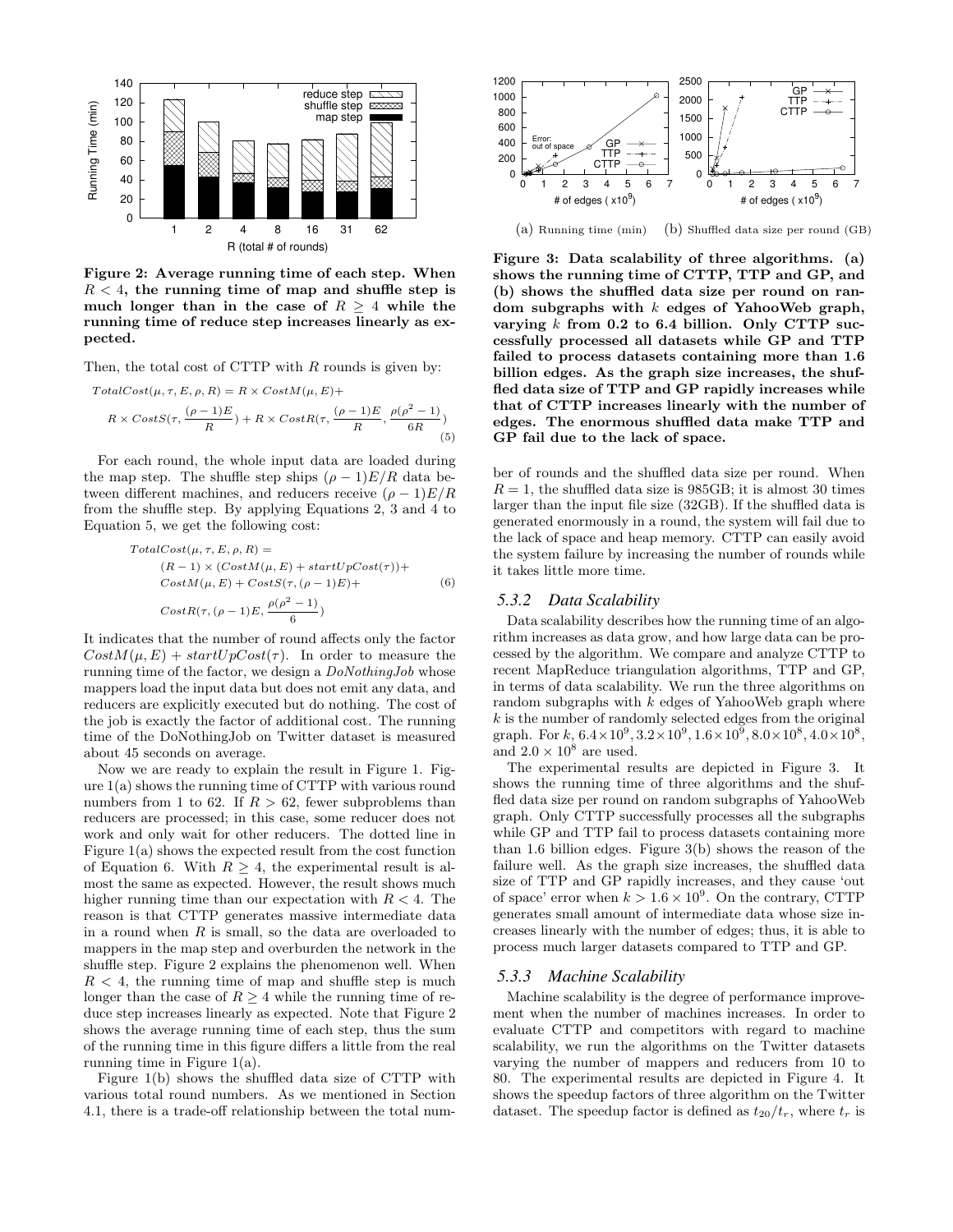Figure 2: Average running time of each step. When $R < 4$, the running time of map and shuffle step is much longer than in the case of $R \geq 4$ while the running time of reduce step increases linearly as expected.

Then, the total cost of CTTP with $R$ rounds is given by:

$$TotalCost(\mu, \tau, E, \rho, R) = R \times CostM(\mu, E) +$$
$$R \times CostS(\tau, \frac{(\rho-1)E}{R}) + R \times CostR(\tau, \frac{(\rho-1)E}{R}, \frac{\rho(\rho^2-1)}{6R}) \quad (5)$$

For each round, the whole input data are loaded during the map step. The shuffle step ships $(\rho-1)E/R$ data between different machines, and reducers receive $(\rho-1)E/R$ from the shuffle step. By applying Equations 2, 3 and 4 to Equation 5, we get the following cost:

$$\begin{aligned} &TotalCost(\mu, \tau, E, \rho, R) = \\ &\quad (R-1) \times (CostM(\mu, E) + startUpCost(\tau)) + \\ &\quad CostM(\mu, E) + CostS(\tau, (\rho-1)E) + \\ &\quad CostR(\tau, (\rho-1)E, \frac{\rho(\rho^2-1)}{6}) \end{aligned} \quad (6)$$

It indicates that the number of round affects only the factor $CostM(\mu, E) + startUpCost(\tau)$. In order to measure the running time of the factor, we design a *DoNothingJob* whose mappers load the input data but does not emit any data, and reducers are explicitly executed but do nothing. The cost of the job is exactly the factor of additional cost. The running time of the DoNothingJob on Twitter dataset is measured about 45 seconds on average.

Now we are ready to explain the result in Figure 1. Figure 1(a) shows the running time of CTTP with various round numbers from 1 to 62. If $R > 62$, fewer subproblems than reducers are processed; in this case, some reducer does not work and only wait for other reducers. The dotted line in Figure 1(a) shows the expected result from the cost function of Equation 6. With $R \geq 4$, the experimental result is almost the same as expected. However, the result shows much higher running time than our expectation with $R < 4$. The reason is that CTTP generates massive intermediate data in a round when $R$ is small, so the data are overloaded to mappers in the map step and overburden the network in the shuffle step. Figure 2 explains the phenomenon well. When $R < 4$, the running time of map and shuffle step is much longer than the case of $R \geq 4$ while the running time of reduce step increases linearly as expected. Note that Figure 2 shows the average running time of each step, thus the sum of the running time in this figure differs a little from the real running time in Figure 1(a).

Figure 1(b) shows the shuffled data size of CTTP with various total round numbers. As we mentioned in Section 4.1, there is a trade-off relationship between the total number of rounds and the shuffled data size per round. When $R = 1$, the shuffled data size is 985GB; it is almost 30 times larger than the input file size (32GB). If the shuffled data is generated enormously in a round, the system will fail due to the lack of space and heap memory. CTTP can easily avoid the system failure by increasing the number of rounds while it takes little more time.

(a) Running time (min) (b) Shuffled data size per round (GB)

Figure 3: Data scalability of three algorithms. (a) shows the running time of CTTP, TTP and GP, and (b) shows the shuffled data size per round on random subgraphs with $k$ edges of YahooWeb graph, varying $k$ from 0.2 to 6.4 billion. Only CTTP successfully processed all datasets while GP and TTP failed to process datasets containing more than 1.6 billion edges. As the graph size increases, the shuffled data size of TTP and GP rapidly increases while that of CTTP increases linearly with the number of edges. The enormous shuffled data make TTP and GP fail due to the lack of space.

### 5.3.2 Data Scalability

Data scalability describes how the running time of an algorithm increases as data grow, and how large data can be processed by the algorithm. We compare and analyze CTTP to recent MapReduce triangulation algorithms, TTP and GP, in terms of data scalability. We run the three algorithms on random subgraphs with $k$ edges of YahooWeb graph where $k$ is the number of randomly selected edges from the original graph. For $k$, $6.4\times10^9, 3.2\times10^9, 1.6\times10^9, 8.0\times10^8, 4.0\times10^8$, and $2.0\times10^8$ are used.

The experimental results are depicted in Figure 3. It shows the running time of three algorithms and the shuffled data size per round on random subgraphs of YahooWeb graph. Only CTTP successfully processes all the subgraphs while GP and TTP fail to process datasets containing more than 1.6 billion edges. Figure 3(b) shows the reason of the failure well. As the graph size increases, the shuffled data size of TTP and GP rapidly increases, and they cause 'out of space' error when $k > 1.6\times10^9$. On the contrary, CTTP generates small amount of intermediate data whose size increases linearly with the number of edges; thus, it is able to process much larger datasets compared to TTP and GP.

### 5.3.3 Machine Scalability

Machine scalability is the degree of performance improvement when the number of machines increases. In order to evaluate CTTP and competitors with regard to machine scalability, we run the algorithms on the Twitter datasets varying the number of mappers and reducers from 10 to 80. The experimental results are depicted in Figure 4. It shows the speedup factors of three algorithm on the Twitter dataset. The speedup factor is defined as $t_{20}/t_r$, where $t_r$ is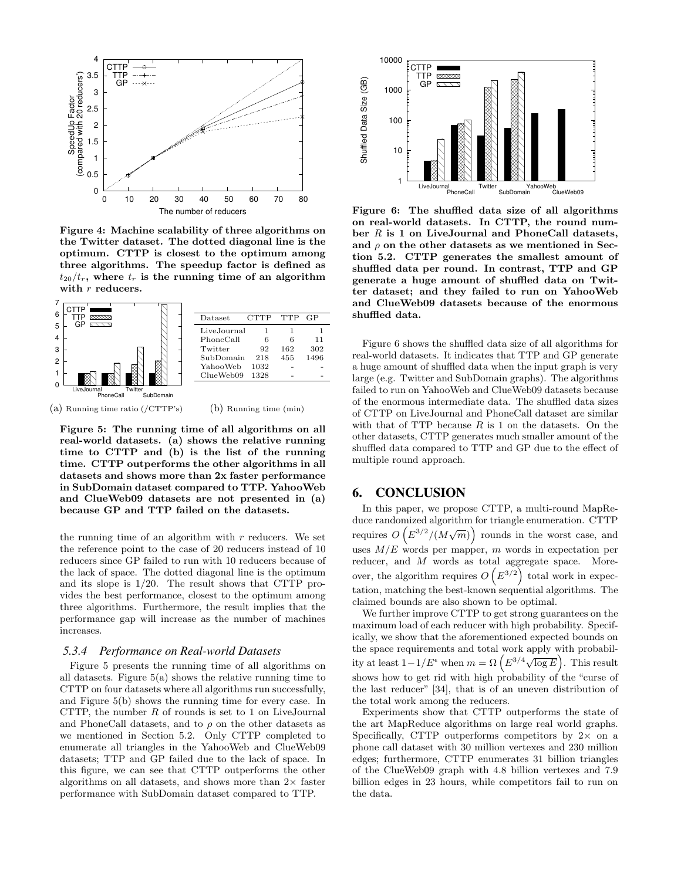Figure 4: Machine scalability of three algorithms on the Twitter dataset. The dotted diagonal line is the optimum. CTTP is closest to the optimum among three algorithms. The speedup factor is defined as $t_{20}/t_r$, where $t_r$ is the running time of an algorithm with $r$ reducers.

| Dataset | CTTP | TTP | GP |
|---|---|---|---|
| LiveJournal | 1 | 1 | 1 |
| PhoneCall | 6 | 6 | 11 |
| Twitter | 92 | 162 | 302 |
| SubDomain | 218 | 455 | 1496 |
| YahooWeb | 1032 | - | - |
| ClueWeb09 | 1328 | - | - |

(a) Running time ratio (/CTTP's) (b) Running time (min)

**Figure 5: The running time of all algorithms on all real-world datasets. (a) shows the relative running time to CTTP and (b) is the list of the running time. CTTP outperforms the other algorithms in all datasets and shows more than 2x faster performance in SubDomain dataset compared to TTP. YahooWeb and ClueWeb09 datasets are not presented in (a) because GP and TTP failed on the datasets.**

the running time of an algorithm with $r$ reducers. We set the reference point to the case of 20 reducers instead of 10 reducers since GP failed to run with 10 reducers because of the lack of space. The dotted diagonal line is the optimum and its slope is 1/20. The result shows that CTTP provides the best performance, closest to the optimum among three algorithms. Furthermore, the result implies that the performance gap will increase as the number of machines increases.

### 5.3.4 *Performance on Real-world Datasets*

Figure 5 presents the running time of all algorithms on all datasets. Figure 5(a) shows the relative running time to CTTP on four datasets where all algorithms run successfully, and Figure 5(b) shows the running time for every case. In CTTP, the number $R$ of rounds is set to 1 on LiveJournal and PhoneCall datasets, and to $\rho$ on the other datasets as we mentioned in Section 5.2. Only CTTP completed to enumerate all triangles in the YahooWeb and ClueWeb09 datasets; TTP and GP failed due to the lack of space. In this figure, we can see that CTTP outperforms the other algorithms on all datasets, and shows more than $2\times$ faster performance with SubDomain dataset compared to TTP.

**Figure 6: The shuffled data size of all algorithms on real-world datasets. In CTTP, the round number $R$ is 1 on LiveJournal and PhoneCall datasets, and $\rho$ on the other datasets as we mentioned in Section 5.2. CTTP generates the smallest amount of shuffled data per round. In contrast, TTP and GP generate a huge amount of shuffled data on Twitter dataset; and they failed to run on YahooWeb and ClueWeb09 datasets because of the enormous shuffled data.**

Figure 6 shows the shuffled data size of all algorithms for real-world datasets. It indicates that TTP and GP generate a huge amount of shuffled data when the input graph is very large (e.g. Twitter and SubDomain graphs). The algorithms failed to run on YahooWeb and ClueWeb09 datasets because of the enormous intermediate data. The shuffled data sizes of CTTP on LiveJournal and PhoneCall dataset are similar with that of TTP because $R$ is 1 on the datasets. On the other datasets, CTTP generates much smaller amount of the shuffled data compared to TTP and GP due to the effect of multiple round approach.

## 6. CONCLUSION

In this paper, we propose CTTP, a multi-round MapReduce randomized algorithm for triangle enumeration. CTTP requires $O\left(E^{3/2}/(M\sqrt{m})\right)$ rounds in the worst case, and uses $M/E$ words per mapper, $m$ words in expectation per reducer, and $M$ words as total aggregate space. Moreover, the algorithm requires $O\left(E^{3/2}\right)$ total work in expectation, matching the best-known sequential algorithms. The claimed bounds are also shown to be optimal.

We further improve CTTP to get strong guarantees on the maximum load of each reducer with high probability. Specifically, we show that the aforementioned expected bounds on the space requirements and total work apply with probability at least $1-1/E^{\epsilon}$ when $m = \Omega\left(E^{3/4}\sqrt{\log E}\right)$. This result shows how to get rid with high probability of the "curse of the last reducer" [34], that is of an uneven distribution of the total work among the reducers.

Experiments show that CTTP outperforms the state of the art MapReduce algorithms on large real world graphs. Specifically, CTTP outperforms competitors by $2\times$ on a phone call dataset with 30 million vertexes and 230 million edges; furthermore, CTTP enumerates 31 billion triangles of the ClueWeb09 graph with 4.8 billion vertexes and 7.9 billion edges in 23 hours, while competitors fail to run on the data.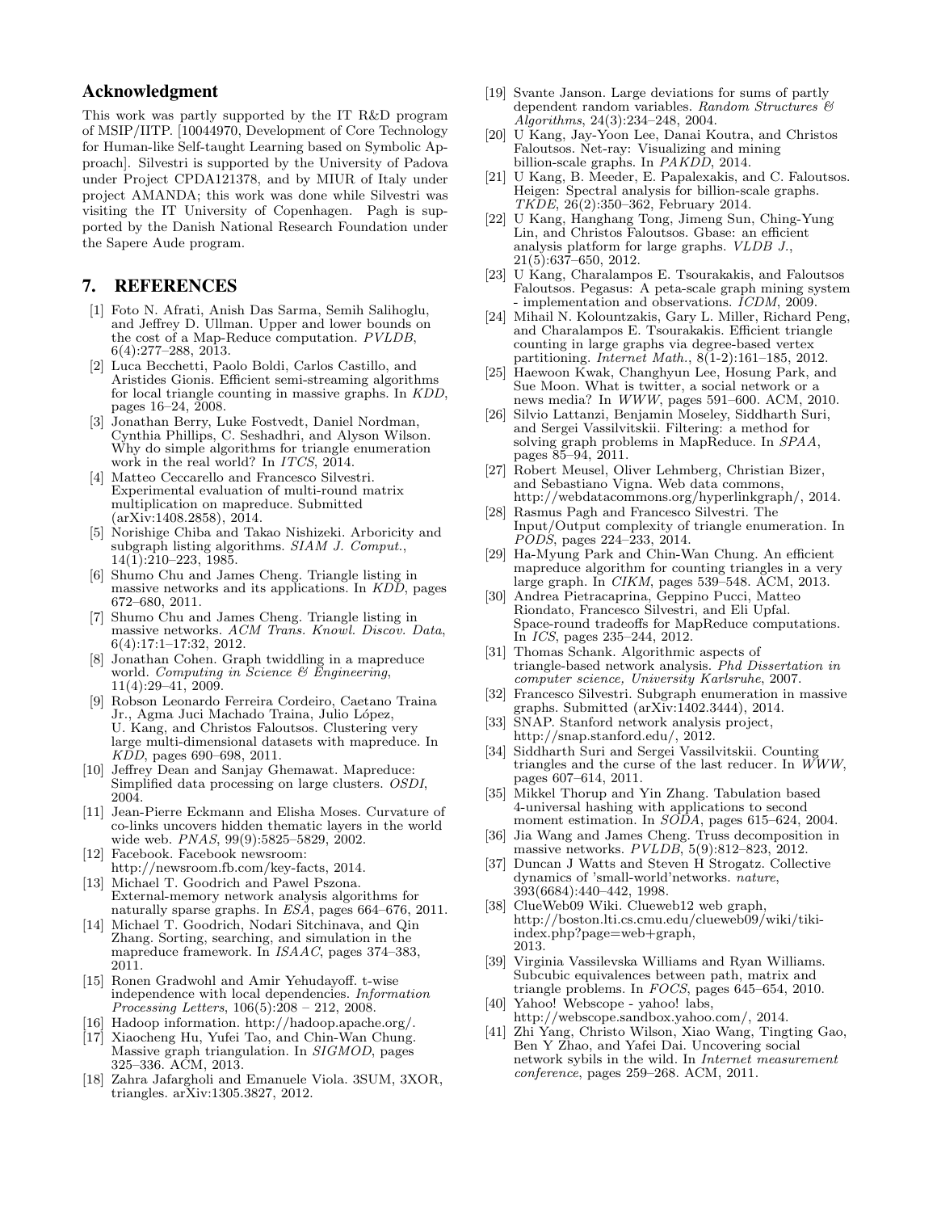## Acknowledgment

This work was partly supported by the IT R&D program of MSIP/IITP. [10044970, Development of Core Technology for Human-like Self-taught Learning based on Symbolic Approach]. Silvestri is supported by the University of Padova under Project CPDA121378, and by MIUR of Italy under project AMANDA; this work was done while Silvestri was visiting the IT University of Copenhagen. Pagh is supported by the Danish National Research Foundation under the Sapere Aude program.

## 7. REFERENCES

- [1] Foto N. Afrati, Anish Das Sarma, Semih Salihoglu, and Jeffrey D. Ullman. Upper and lower bounds on the cost of a Map-Reduce computation. *PVLDB*, 6(4):277–288, 2013.
- [2] Luca Becchetti, Paolo Boldi, Carlos Castillo, and Aristides Gionis. Efficient semi-streaming algorithms for local triangle counting in massive graphs. In *KDD*, pages 16–24, 2008.
- [3] Jonathan Berry, Luke Fostvedt, Daniel Nordman, Cynthia Phillips, C. Seshadhri, and Alyson Wilson. Why do simple algorithms for triangle enumeration work in the real world? In *ITCS*, 2014.
- [4] Matteo Ceccarello and Francesco Silvestri. Experimental evaluation of multi-round matrix multiplication on mapreduce. Submitted (arXiv:1408.2858), 2014.
- [5] Norishige Chiba and Takao Nishizeki. Arboricity and subgraph listing algorithms. *SIAM J. Comput.*, 14(1):210–223, 1985.
- [6] Shumo Chu and James Cheng. Triangle listing in massive networks and its applications. In *KDD*, pages 672–680, 2011.
- [7] Shumo Chu and James Cheng. Triangle listing in massive networks. *ACM Trans. Knowl. Discov. Data*, 6(4):17:1–17:32, 2012.
- [8] Jonathan Cohen. Graph twiddling in a mapreduce world. *Computing in Science & Engineering*, 11(4):29–41, 2009.
- [9] Robson Leonardo Ferreira Cordeiro, Caetano Traina Jr., Agma Juci Machado Traina, Julio López, U. Kang, and Christos Faloutsos. Clustering very large multi-dimensional datasets with mapreduce. In *KDD*, pages 690–698, 2011.
- [10] Jeffrey Dean and Sanjay Ghemawat. Mapreduce: Simplified data processing on large clusters. *OSDI*, 2004.
- [11] Jean-Pierre Eckmann and Elisha Moses. Curvature of co-links uncovers hidden thematic layers in the world wide web. *PNAS*, 99(9):5825–5829, 2002.
- [12] Facebook. Facebook newsroom: http://newsroom.fb.com/key-facts, 2014.
- [13] Michael T. Goodrich and Pawel Pszona. External-memory network analysis algorithms for naturally sparse graphs. In *ESA*, pages 664–676, 2011.
- [14] Michael T. Goodrich, Nodari Sitchinava, and Qin Zhang. Sorting, searching, and simulation in the mapreduce framework. In *ISAAC*, pages 374–383, 2011.
- [15] Ronen Gradwohl and Amir Yehudayoff. t-wise independence with local dependencies. *Information Processing Letters*, 106(5):208 – 212, 2008.
- [16] Hadoop information. http://hadoop.apache.org/.
- [17] Xiaocheng Hu, Yufei Tao, and Chin-Wan Chung. Massive graph triangulation. In *SIGMOD*, pages 325–336. ACM, 2013.
- [18] Zahra Jafargholi and Emanuele Viola. 3SUM, 3XOR, triangles. arXiv:1305.3827, 2012.
- [19] Svante Janson. Large deviations for sums of partly dependent random variables. *Random Structures & Algorithms*, 24(3):234–248, 2004.
- [20] U Kang, Jay-Yoon Lee, Danai Koutra, and Christos Faloutsos. Net-ray: Visualizing and mining billion-scale graphs. In *PAKDD*, 2014.
- [21] U Kang, B. Meeder, E. Papalexakis, and C. Faloutsos. Heigen: Spectral analysis for billion-scale graphs. *TKDE*, 26(2):350–362, February 2014.
- [22] U Kang, Hanghang Tong, Jimeng Sun, Ching-Yung Lin, and Christos Faloutsos. Gbase: an efficient analysis platform for large graphs. *VLDB J.*, 21(5):637–650, 2012.
- [23] U Kang, Charalampos E. Tsourakakis, and Faloutsos Faloutsos. Pegasus: A peta-scale graph mining system - implementation and observations. *ICDM*, 2009.
- [24] Mihail N. Kolountzakis, Gary L. Miller, Richard Peng, and Charalampos E. Tsourakakis. Efficient triangle counting in large graphs via degree-based vertex partitioning. *Internet Math.*, 8(1-2):161–185, 2012.
- [25] Haewoon Kwak, Changhyun Lee, Hosung Park, and Sue Moon. What is twitter, a social network or a news media? In *WWW*, pages 591–600. ACM, 2010.
- [26] Silvio Lattanzi, Benjamin Moseley, Siddharth Suri, and Sergei Vassilvitskii. Filtering: a method for solving graph problems in MapReduce. In *SPAA*, pages 85–94, 2011.
- [27] Robert Meusel, Oliver Lehmberg, Christian Bizer, and Sebastiano Vigna. Web data commons, http://webdatacommons.org/hyperlinkgraph/, 2014.
- [28] Rasmus Pagh and Francesco Silvestri. The Input/Output complexity of triangle enumeration. In *PODS*, pages 224–233, 2014.
- [29] Ha-Myung Park and Chin-Wan Chung. An efficient mapreduce algorithm for counting triangles in a very large graph. In *CIKM*, pages 539–548. ACM, 2013.
- [30] Andrea Pietracaprina, Geppino Pucci, Matteo Riondato, Francesco Silvestri, and Eli Upfal. Space-round tradeoffs for MapReduce computations. In *ICS*, pages 235–244, 2012.
- [31] Thomas Schank. Algorithmic aspects of triangle-based network analysis. *Phd Dissertation in computer science, University Karlsruhe*, 2007.
- [32] Francesco Silvestri. Subgraph enumeration in massive graphs. Submitted (arXiv:1402.3444), 2014.
- [33] SNAP. Stanford network analysis project, http://snap.stanford.edu/, 2012.
- [34] Siddharth Suri and Sergei Vassilvitskii. Counting triangles and the curse of the last reducer. In *WWW*, pages 607–614, 2011.
- [35] Mikkel Thorup and Yin Zhang. Tabulation based 4-universal hashing with applications to second moment estimation. In *SODA*, pages 615–624, 2004.
- [36] Jia Wang and James Cheng. Truss decomposition in massive networks. *PVLDB*, 5(9):812–823, 2012.
- [37] Duncan J Watts and Steven H Strogatz. Collective dynamics of 'small-world'networks. *nature*, 393(6684):440–442, 1998.
- [38] ClueWeb09 Wiki. Clueweb12 web graph, http://boston.lti.cs.cmu.edu/clueweb09/wiki/tiki-index.php?page=web+graph, 2013.
- [39] Virginia Vassilevska Williams and Ryan Williams. Subcubic equivalences between path, matrix and triangle problems. In *FOCS*, pages 645–654, 2010.
- [40] Yahoo! Webscope - yahoo! labs, http://webscope.sandbox.yahoo.com/, 2014.
- [41] Zhi Yang, Christo Wilson, Xiao Wang, Tingting Gao, Ben Y Zhao, and Yafei Dai. Uncovering social network sybils in the wild. In *Internet measurement conference*, pages 259–268. ACM, 2011.